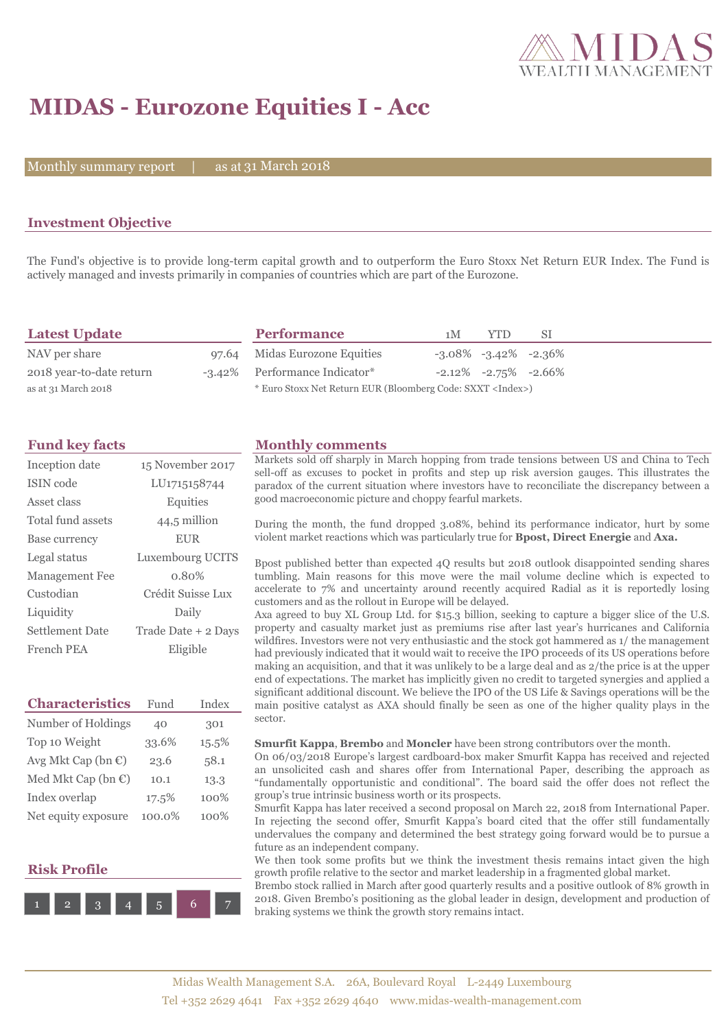# MIDAS - Eurozone Equities I - Acc

Monthly summary report | as at 31 March 2018

## Investment Objective

The Fund's objective is to provide long-term capital growth and to outperform the Euro Stoxx Net Return EUR Index. The Fund is actively managed and invests primarily in companies of countries which are part of the Eurozone.

## Latest Update

| | |
|---|---|
| NAV per share | 97.64 |
| 2018 year-to-date return | -3.42% |

as at 31 March 2018

## Performance

| | 1M | YTD | SI |
|---|---|---|---|
| Midas Eurozone Equities | -3.08% | -3.42% | -2.36% |
| Performance Indicator* | -2.12% | -2.75% | -2.66% |

* Euro Stoxx Net Return EUR (Bloomberg Code: SXXT <Index>)

## Fund key facts

| | |
|---|---|
| Inception date | 15 November 2017 |
| ISIN code | LU1715158744 |
| Asset class | Equities |
| Total fund assets | 44,5 million |
| Base currency | EUR |
| Legal status | Luxembourg UCITS |
| Management Fee | 0.80% |
| Custodian | Crédit Suisse Lux |
| Liquidity | Daily |
| Settlement Date | Trade Date + 2 Days |
| French PEA | Eligible |

## Characteristics

| | Fund | Index |
|---|---|---|
| Number of Holdings | 40 | 301 |
| Top 10 Weight | 33.6% | 15.5% |
| Avg Mkt Cap (bn €) | 23.6 | 58.1 |
| Med Mkt Cap (bn €) | 10.1 | 13.3 |
| Index overlap | 17.5% | 100% |
| Net equity exposure | 100.0% | 100% |

## Risk Profile

1 2 3 4 5 **6** 7

## Monthly comments

Markets sold off sharply in March hopping from trade tensions between US and China to Tech sell-off as excuses to pocket in profits and step up risk aversion gauges. This illustrates the paradox of the current situation where investors have to reconciliate the discrepancy between a good macroeconomic picture and choppy fearful markets.

During the month, the fund dropped 3.08%, behind its performance indicator, hurt by some violent market reactions which was particularly true for **Bpost, Direct Energie** and **Axa.**

Bpost published better than expected 4Q results but 2018 outlook disappointed sending shares tumbling. Main reasons for this move were the mail volume decline which is expected to accelerate to 7% and uncertainty around recently acquired Radial as it is reportedly losing customers and as the rollout in Europe will be delayed.

Axa agreed to buy XL Group Ltd. for $15.3 billion, seeking to capture a bigger slice of the U.S. property and casualty market just as premiums rise after last year's hurricanes and California wildfires. Investors were not very enthusiastic and the stock got hammered as 1/ the management had previously indicated that it would wait to receive the IPO proceeds of its US operations before making an acquisition, and that it was unlikely to be a large deal and as 2/the price is at the upper end of expectations. The market has implicitly given no credit to targeted synergies and applied a significant additional discount. We believe the IPO of the US Life & Savings operations will be the main positive catalyst as AXA should finally be seen as one of the higher quality plays in the sector.

**Smurfit Kappa**, **Brembo** and **Moncler** have been strong contributors over the month.

On 06/03/2018 Europe's largest cardboard-box maker Smurfit Kappa has received and rejected an unsolicited cash and shares offer from International Paper, describing the approach as "fundamentally opportunistic and conditional". The board said the offer does not reflect the group's true intrinsic business worth or its prospects.

Smurfit Kappa has later received a second proposal on March 22, 2018 from International Paper. In rejecting the second offer, Smurfit Kappa's board cited that the offer still fundamentally undervalues the company and determined the best strategy going forward would be to pursue a future as an independent company.

We then took some profits but we think the investment thesis remains intact given the high growth profile relative to the sector and market leadership in a fragmented global market.

Brembo stock rallied in March after good quarterly results and a positive outlook of 8% growth in 2018. Given Brembo's positioning as the global leader in design, development and production of braking systems we think the growth story remains intact.

Midas Wealth Management S.A. 26A, Boulevard Royal L-2449 Luxembourg
Tel +352 2629 4641 Fax +352 2629 4640 www.midas-wealth-management.com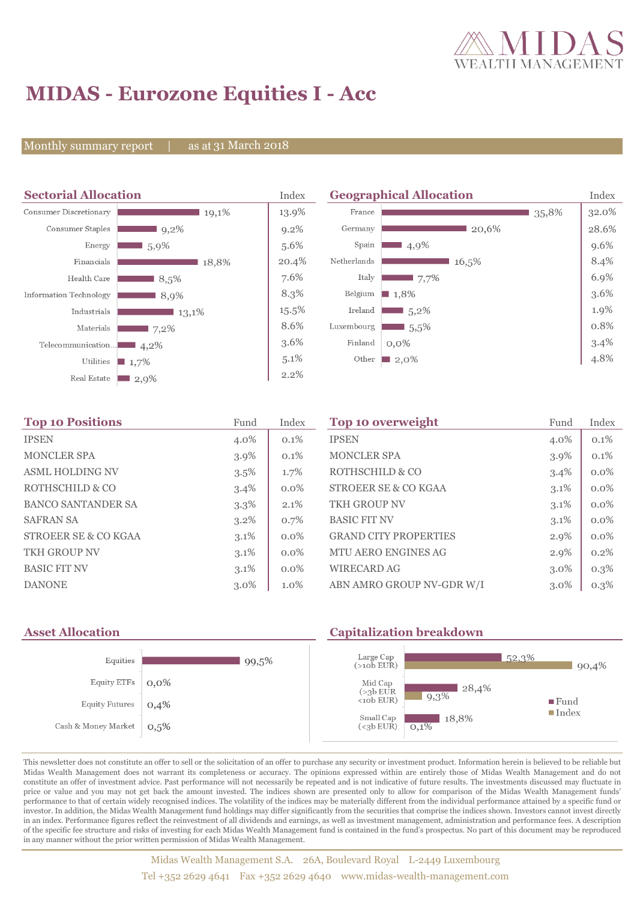# MIDAS - Eurozone Equities I - Acc

Monthly summary report | as at 31 March 2018

## Sectorial Allocation

Index

Consumer Discretionary 19,1% 13.9%
Consumer Staples 9,2% 9.2%
Energy 5,9% 5.6%
Financials 18,8% 20.4%
Health Care 8,5% 7.6%
Information Technology 8,9% 8.3%
Industrials 13,1% 15.5%
Materials 7,2% 8.6%
Telecommunication... 4,2% 3.6%
Utilities 1,7% 5.1%
Real Estate 2,9% 2.2%

## Geographical Allocation

Index

France 35,8% 32.0%
Germany 20,6% 28.6%
Spain 4,9% 9.6%
Netherlands 16,5% 8.4%
Italy 7,7% 6.9%
Belgium 1,8% 3.6%
Ireland 5,2% 1.9%
Luxembourg 5,5% 0.8%
Finland 0,0% 3.4%
Other 2,0% 4.8%

## Top 10 Positions

| Top 10 Positions | Fund | Index |
|---|---|---|
| IPSEN | 4.0% | 0.1% |
| MONCLER SPA | 3.9% | 0.1% |
| ASML HOLDING NV | 3.5% | 1.7% |
| ROTHSCHILD & CO | 3.4% | 0.0% |
| BANCO SANTANDER SA | 3.3% | 2.1% |
| SAFRAN SA | 3.2% | 0.7% |
| STROEER SE & CO KGAA | 3.1% | 0.0% |
| TKH GROUP NV | 3.1% | 0.0% |
| BASIC FIT NV | 3.1% | 0.0% |
| DANONE | 3.0% | 1.0% |

## Top 10 overweight

| Top 10 overweight | Fund | Index |
|---|---|---|
| IPSEN | 4.0% | 0.1% |
| MONCLER SPA | 3.9% | 0.1% |
| ROTHSCHILD & CO | 3.4% | 0.0% |
| STROEER SE & CO KGAA | 3.1% | 0.0% |
| TKH GROUP NV | 3.1% | 0.0% |
| BASIC FIT NV | 3.1% | 0.0% |
| GRAND CITY PROPERTIES | 2.9% | 0.0% |
| MTU AERO ENGINES AG | 2.9% | 0.2% |
| WIRECARD AG | 3.0% | 0.3% |
| ABN AMRO GROUP NV-GDR W/I | 3.0% | 0.3% |

## Asset Allocation

Equities 99,5%
Equity ETFs 0,0%
Equity Futures 0,4%
Cash & Money Market 0,5%

## Capitalization breakdown

Large Cap (>10b EUR) 52,3% 90,4%
Mid Cap (>3b EUR <10b EUR) 28,4% 9,3%
Small Cap (<3b EUR) 18,8% 0,1%

Fund
Index

This newsletter does not constitute an offer to sell or the solicitation of an offer to purchase any security or investment product. Information herein is believed to be reliable but Midas Wealth Management does not warrant its completeness or accuracy. The opinions expressed within are entirely those of Midas Wealth Management and do not constitute an offer of investment advice. Past performance will not necessarily be repeated and is not indicative of future results. The investments discussed may fluctuate in price or value and you may not get back the amount invested. The indices shown are presented only to allow for comparison of the Midas Wealth Management funds' performance to that of certain widely recognised indices. The volatility of the indices may be materially different from the individual performance attained by a specific fund or investor. In addition, the Midas Wealth Management fund holdings may differ significantly from the securities that comprise the indices shown. Investors cannot invest directly in an index. Performance figures reflect the reinvestment of all dividends and earnings, as well as investment management, administration and performance fees. A description of the specific fee structure and risks of investing for each Midas Wealth Management fund is contained in the fund's prospectus. No part of this document may be reproduced in any manner without the prior written permission of Midas Wealth Management.

Midas Wealth Management S.A. 26A, Boulevard Royal L-2449 Luxembourg
Tel +352 2629 4641 Fax +352 2629 4640 www.midas-wealth-management.com